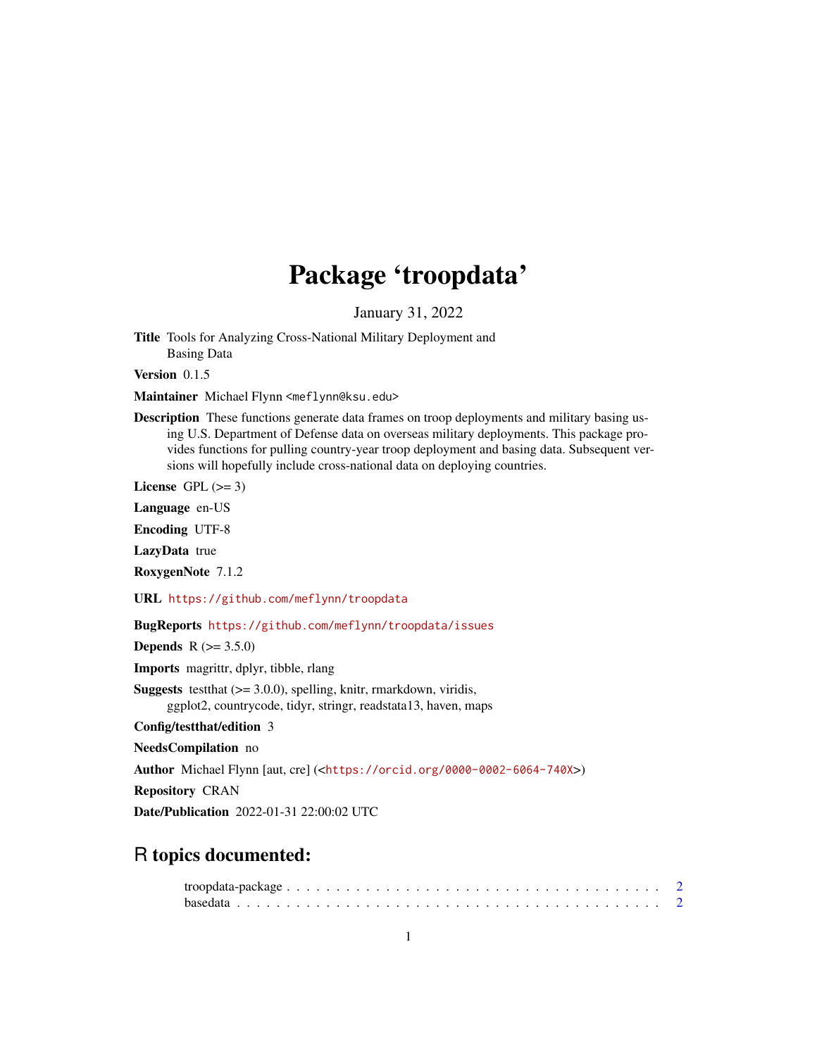# Package 'troopdata'

January 31, 2022

**Title** Tools for Analyzing Cross-National Military Deployment and Basing Data

**Version** 0.1.5

**Maintainer** Michael Flynn <meflynn@ksu.edu>

**Description** These functions generate data frames on troop deployments and military basing using U.S. Department of Defense data on overseas military deployments. This package provides functions for pulling country-year troop deployment and basing data. Subsequent versions will hopefully include cross-national data on deploying countries.

**License** GPL (>= 3)

**Language** en-US

**Encoding** UTF-8

**LazyData** true

**RoxygenNote** 7.1.2

**URL** https://github.com/meflynn/troopdata

**BugReports** https://github.com/meflynn/troopdata/issues

**Depends** R (>= 3.5.0)

**Imports** magrittr, dplyr, tibble, rlang

**Suggests** testthat (>= 3.0.0), spelling, knitr, rmarkdown, viridis, ggplot2, countrycode, tidyr, stringr, readstata13, haven, maps

**Config/testthat/edition** 3

**NeedsCompilation** no

**Author** Michael Flynn [aut, cre] (<https://orcid.org/0000-0002-6064-740X>)

**Repository** CRAN

**Date/Publication** 2022-01-31 22:00:02 UTC

## R topics documented:

troopdata-package . . . . . . . . . . . . . . . . . . . . . . . . . . . . . . . . . . . . . . 2
basedata . . . . . . . . . . . . . . . . . . . . . . . . . . . . . . . . . . . . . . . . . . . 2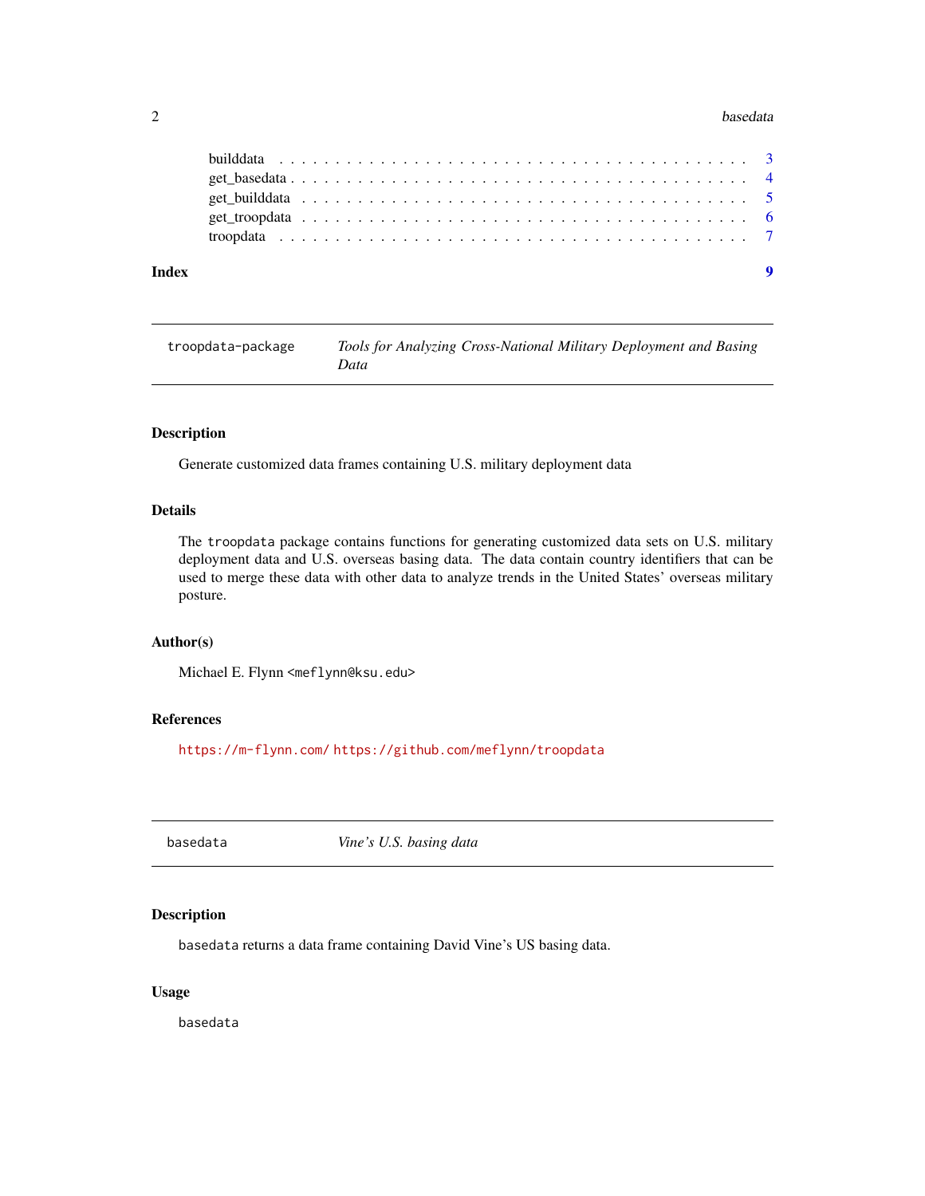builddata . . . . . . . . . . . . . . . . . . . . . . . . . . . . . . . . . . . . . . . 3
get_basedata . . . . . . . . . . . . . . . . . . . . . . . . . . . . . . . . . . . . . 4
get_builddata . . . . . . . . . . . . . . . . . . . . . . . . . . . . . . . . . . . . . 5
get_troopdata . . . . . . . . . . . . . . . . . . . . . . . . . . . . . . . . . . . . . 6
troopdata . . . . . . . . . . . . . . . . . . . . . . . . . . . . . . . . . . . . . . . 7

**Index** **9**

---

`troopdata-package` *Tools for Analyzing Cross-National Military Deployment and Basing Data*

---

### Description

Generate customized data frames containing U.S. military deployment data

### Details

The `troopdata` package contains functions for generating customized data sets on U.S. military deployment data and U.S. overseas basing data. The data contain country identifiers that can be used to merge these data with other data to analyze trends in the United States' overseas military posture.

### Author(s)

Michael E. Flynn <meflynn@ksu.edu>

### References

https://m-flynn.com/ https://github.com/meflynn/troopdata

---

`basedata` *Vine's U.S. basing data*

---

### Description

`basedata` returns a data frame containing David Vine's US basing data.

### Usage

```
basedata
```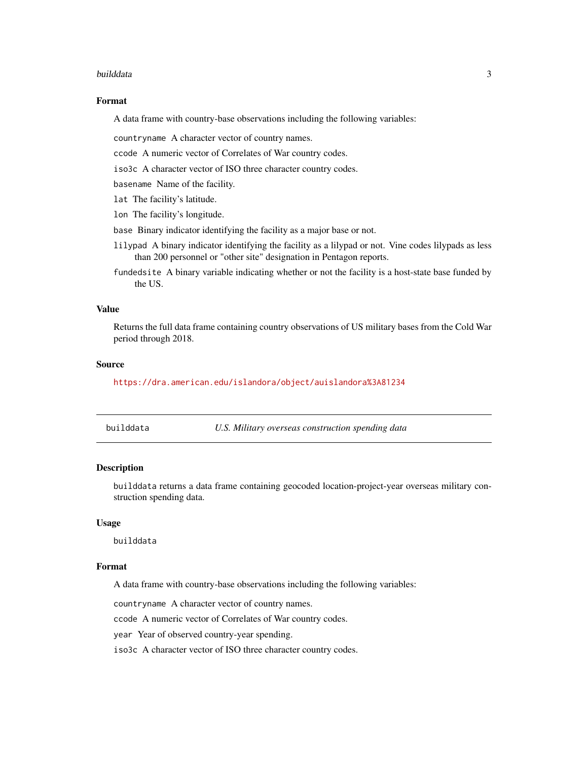### Format

A data frame with country-base observations including the following variables:

`countryname` A character vector of country names.

`ccode` A numeric vector of Correlates of War country codes.

`iso3c` A character vector of ISO three character country codes.

`basename` Name of the facility.

`lat` The facility's latitude.

`lon` The facility's longitude.

`base` Binary indicator identifying the facility as a major base or not.

`lilypad` A binary indicator identifying the facility as a lilypad or not. Vine codes lilypads as less than 200 personnel or "other site" designation in Pentagon reports.

`fundedsite` A binary variable indicating whether or not the facility is a host-state base funded by the US.

### Value

Returns the full data frame containing country observations of US military bases from the Cold War period through 2018.

### Source

https://dra.american.edu/islandora/object/auislandora%3A81234

---

## builddata — *U.S. Military overseas construction spending data*

### Description

`builddata` returns a data frame containing geocoded location-project-year overseas military construction spending data.

### Usage

```
builddata
```

### Format

A data frame with country-base observations including the following variables:

`countryname` A character vector of country names.

`ccode` A numeric vector of Correlates of War country codes.

`year` Year of observed country-year spending.

`iso3c` A character vector of ISO three character country codes.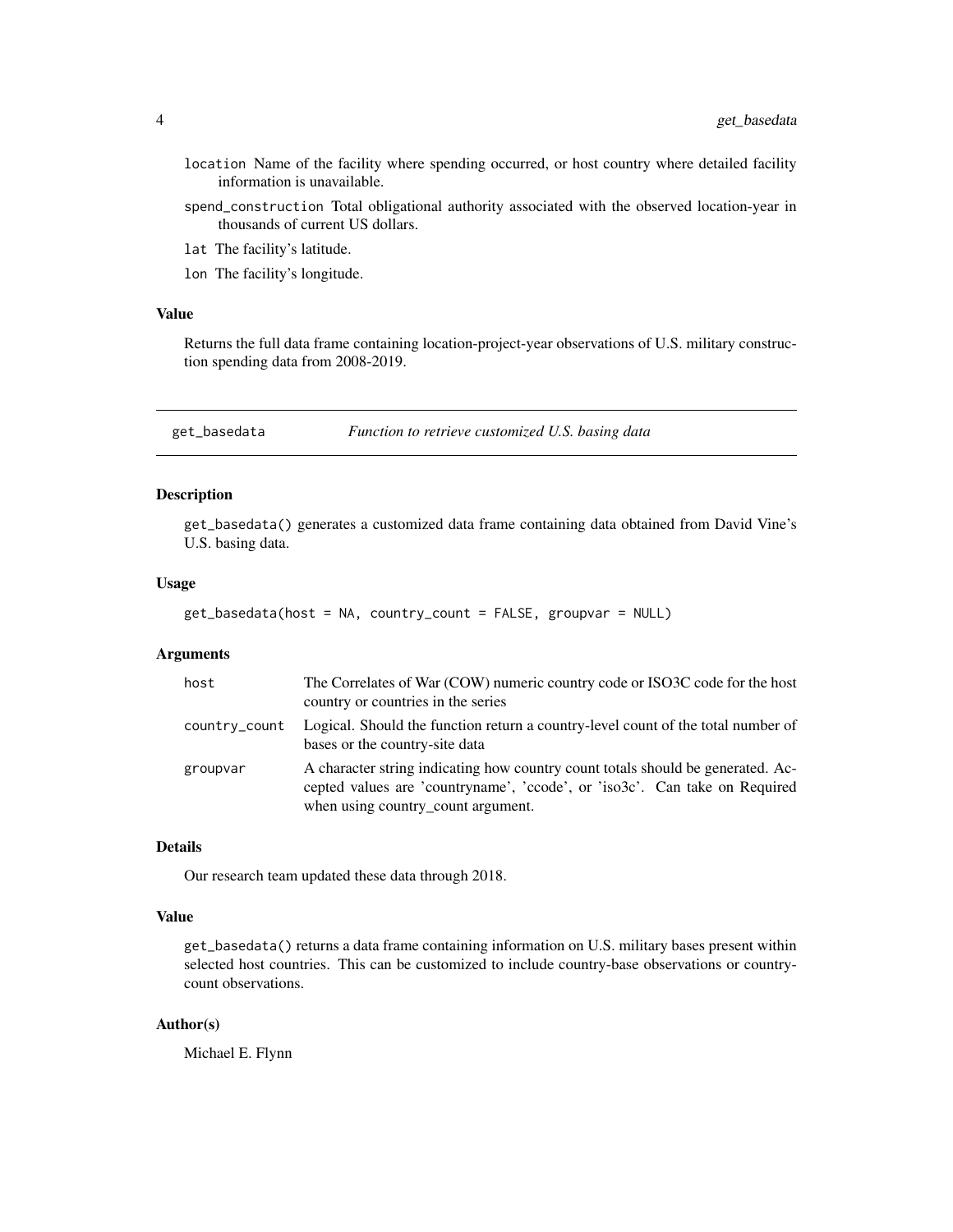- location Name of the facility where spending occurred, or host country where detailed facility information is unavailable.
- spend_construction Total obligational authority associated with the observed location-year in thousands of current US dollars.
- lat The facility's latitude.
- lon The facility's longitude.

### Value

Returns the full data frame containing location-project-year observations of U.S. military construction spending data from 2008-2019.

## get_basedata *Function to retrieve customized U.S. basing data*

### Description

get_basedata() generates a customized data frame containing data obtained from David Vine's U.S. basing data.

### Usage

```
get_basedata(host = NA, country_count = FALSE, groupvar = NULL)
```

### Arguments

| | |
|---|---|
| host | The Correlates of War (COW) numeric country code or ISO3C code for the host country or countries in the series |
| country_count | Logical. Should the function return a country-level count of the total number of bases or the country-site data |
| groupvar | A character string indicating how country count totals should be generated. Accepted values are 'countryname', 'ccode', or 'iso3c'. Can take on Required when using country_count argument. |

### Details

Our research team updated these data through 2018.

### Value

get_basedata() returns a data frame containing information on U.S. military bases present within selected host countries. This can be customized to include country-base observations or country-count observations.

### Author(s)

Michael E. Flynn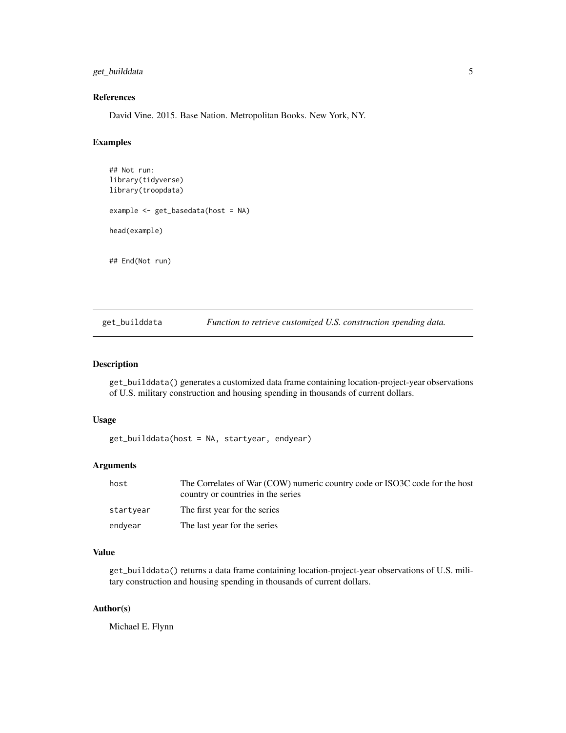### References

David Vine. 2015. Base Nation. Metropolitan Books. New York, NY.

### Examples

```
## Not run:
library(tidyverse)
library(troopdata)

example <- get_basedata(host = NA)

head(example)


## End(Not run)
```

---

## get_builddata    *Function to retrieve customized U.S. construction spending data.*

---

### Description

get_builddata() generates a customized data frame containing location-project-year observations of U.S. military construction and housing spending in thousands of current dollars.

### Usage

```
get_builddata(host = NA, startyear, endyear)
```

### Arguments

| | |
|---|---|
| host | The Correlates of War (COW) numeric country code or ISO3C code for the host country or countries in the series |
| startyear | The first year for the series |
| endyear | The last year for the series |

### Value

get_builddata() returns a data frame containing location-project-year observations of U.S. military construction and housing spending in thousands of current dollars.

### Author(s)

Michael E. Flynn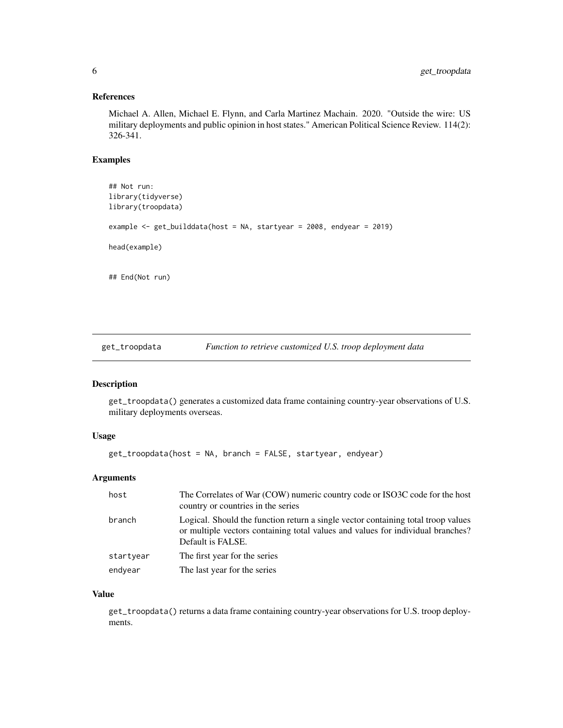### References

Michael A. Allen, Michael E. Flynn, and Carla Martinez Machain. 2020. "Outside the wire: US military deployments and public opinion in host states." American Political Science Review. 114(2): 326-341.

### Examples

```
## Not run:
library(tidyverse)
library(troopdata)

example <- get_builddata(host = NA, startyear = 2008, endyear = 2019)

head(example)


## End(Not run)
```

---

## get_troopdata — *Function to retrieve customized U.S. troop deployment data*

---

### Description

get_troopdata() generates a customized data frame containing country-year observations of U.S. military deployments overseas.

### Usage

```
get_troopdata(host = NA, branch = FALSE, startyear, endyear)
```

### Arguments

| | |
|---|---|
| host | The Correlates of War (COW) numeric country code or ISO3C code for the host country or countries in the series |
| branch | Logical. Should the function return a single vector containing total troop values or multiple vectors containing total values and values for individual branches? Default is FALSE. |
| startyear | The first year for the series |
| endyear | The last year for the series |

### Value

get_troopdata() returns a data frame containing country-year observations for U.S. troop deployments.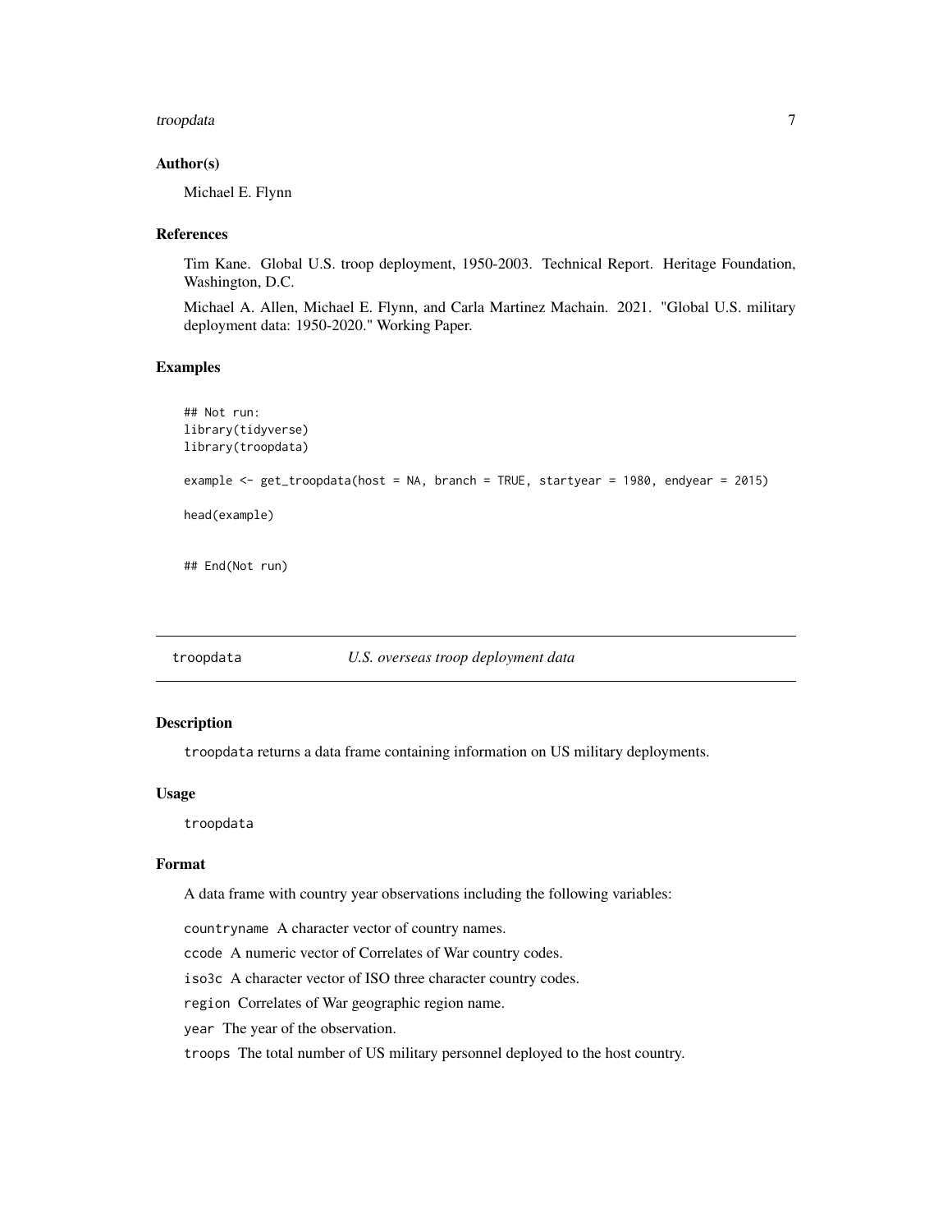### Author(s)

Michael E. Flynn

### References

Tim Kane. Global U.S. troop deployment, 1950-2003. Technical Report. Heritage Foundation, Washington, D.C.

Michael A. Allen, Michael E. Flynn, and Carla Martinez Machain. 2021. "Global U.S. military deployment data: 1950-2020." Working Paper.

### Examples

```
## Not run:
library(tidyverse)
library(troopdata)

example <- get_troopdata(host = NA, branch = TRUE, startyear = 1980, endyear = 2015)

head(example)


## End(Not run)
```

---

## troopdata — *U.S. overseas troop deployment data*

---

### Description

troopdata returns a data frame containing information on US military deployments.

### Usage

```
troopdata
```

### Format

A data frame with country year observations including the following variables:

- `countryname` A character vector of country names.
- `ccode` A numeric vector of Correlates of War country codes.
- `iso3c` A character vector of ISO three character country codes.
- `region` Correlates of War geographic region name.
- `year` The year of the observation.
- `troops` The total number of US military personnel deployed to the host country.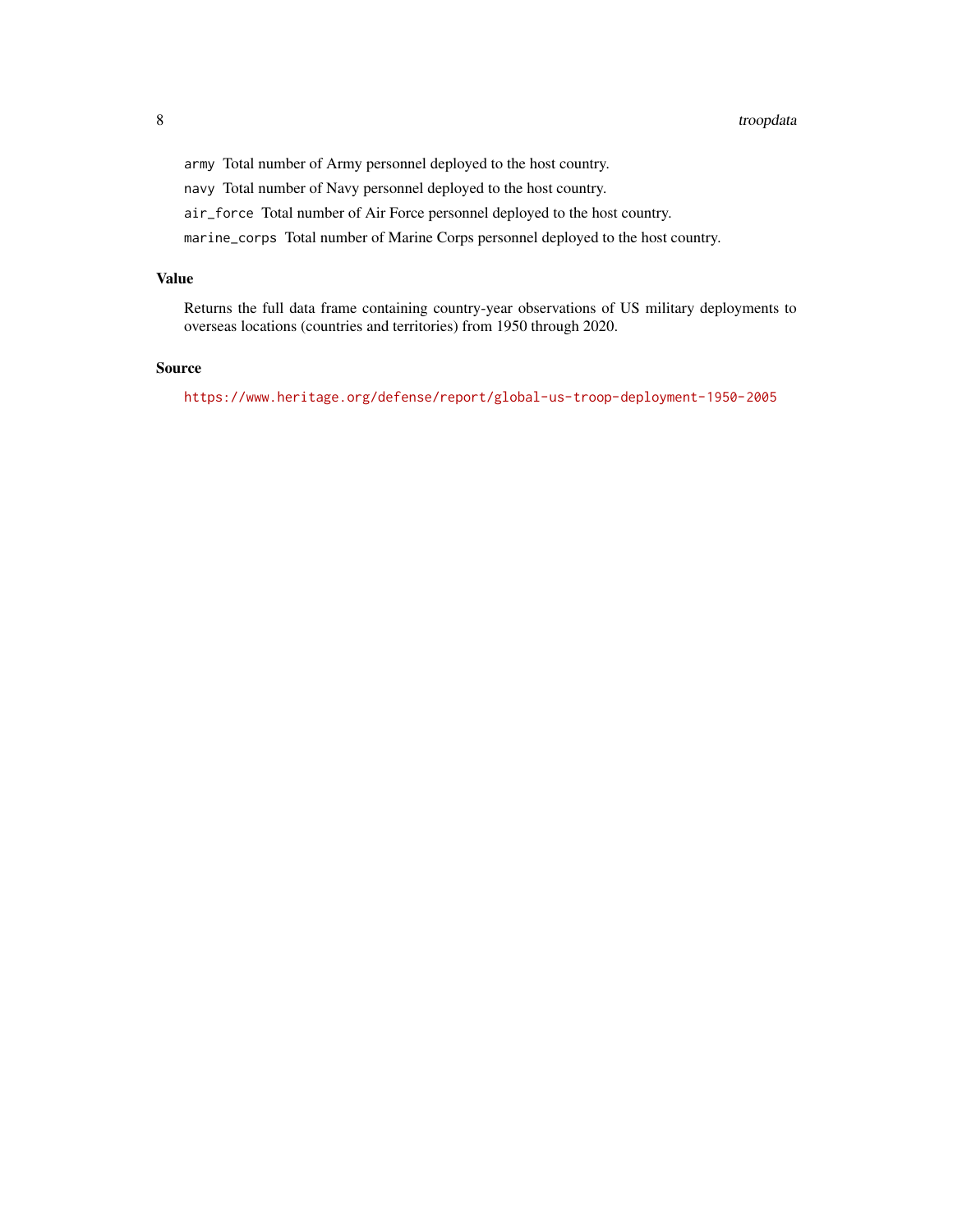`army` Total number of Army personnel deployed to the host country.

`navy` Total number of Navy personnel deployed to the host country.

`air_force` Total number of Air Force personnel deployed to the host country.

`marine_corps` Total number of Marine Corps personnel deployed to the host country.

### Value

Returns the full data frame containing country-year observations of US military deployments to overseas locations (countries and territories) from 1950 through 2020.

### Source

https://www.heritage.org/defense/report/global-us-troop-deployment-1950-2005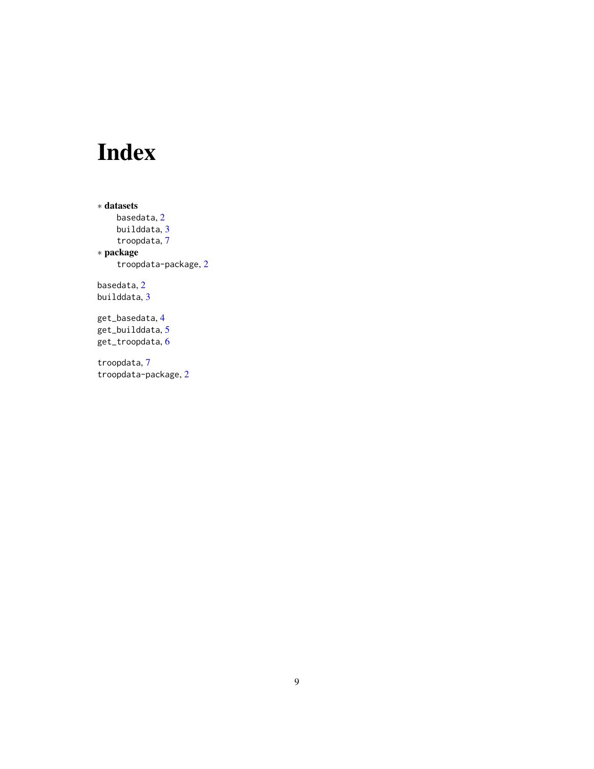# Index

∗ **datasets**
  basedata, 2
  builddata, 3
  troopdata, 7
∗ **package**
  troopdata-package, 2

basedata, 2
builddata, 3

get_basedata, 4
get_builddata, 5
get_troopdata, 6

troopdata, 7
troopdata-package, 2